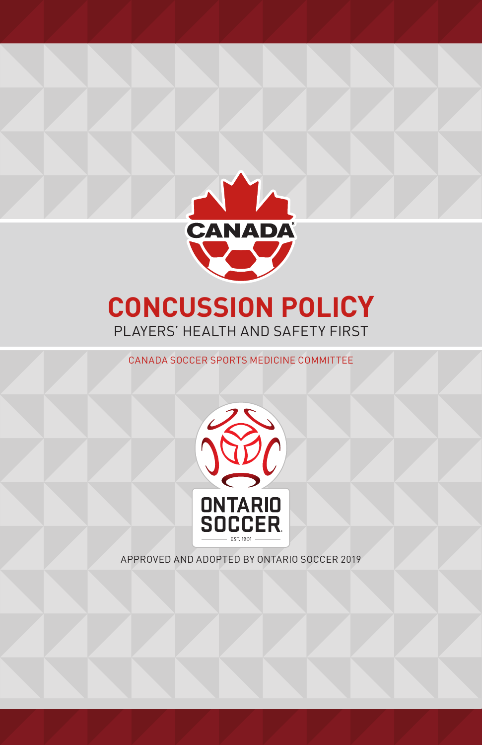# CONCUSSION POLICY

PLAYERS' HEALTH AND SAFETY FIRST

CANADA SOCCER SPORTS MEDICINE COMMITTEE

APPROVED AND ADOPTED BY ONTARIO SOCCER 2019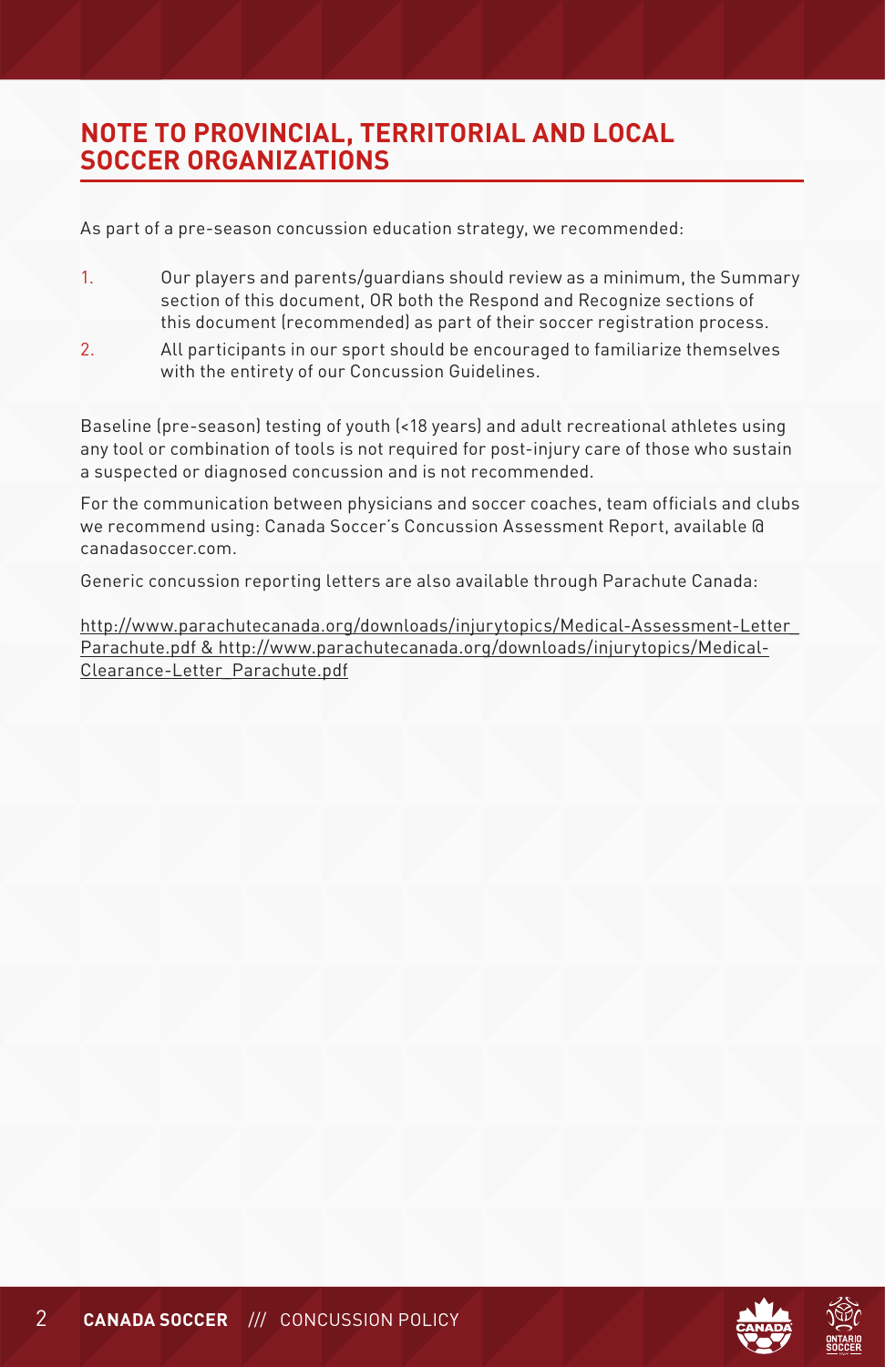## NOTE TO PROVINCIAL, TERRITORIAL AND LOCAL SOCCER ORGANIZATIONS

As part of a pre-season concussion education strategy, we recommended:

1. Our players and parents/guardians should review as a minimum, the Summary section of this document, OR both the Respond and Recognize sections of this document (recommended) as part of their soccer registration process.
2. All participants in our sport should be encouraged to familiarize themselves with the entirety of our Concussion Guidelines.

Baseline (pre-season) testing of youth (<18 years) and adult recreational athletes using any tool or combination of tools is not required for post-injury care of those who sustain a suspected or diagnosed concussion and is not recommended.

For the communication between physicians and soccer coaches, team officials and clubs we recommend using: Canada Soccer's Concussion Assessment Report, available @ canadasoccer.com.

Generic concussion reporting letters are also available through Parachute Canada:

http://www.parachutecanada.org/downloads/injurytopics/Medical-Assessment-Letter_Parachute.pdf & http://www.parachutecanada.org/downloads/injurytopics/Medical-Clearance-Letter_Parachute.pdf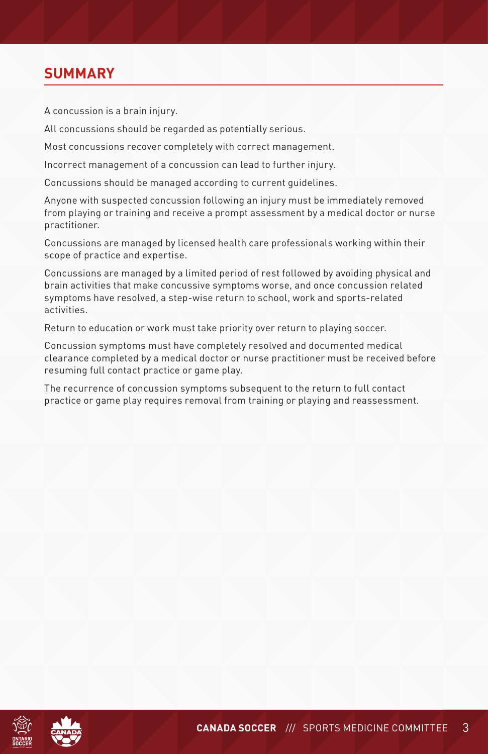## SUMMARY

A concussion is a brain injury.

All concussions should be regarded as potentially serious.

Most concussions recover completely with correct management.

Incorrect management of a concussion can lead to further injury.

Concussions should be managed according to current guidelines.

Anyone with suspected concussion following an injury must be immediately removed from playing or training and receive a prompt assessment by a medical doctor or nurse practitioner.

Concussions are managed by licensed health care professionals working within their scope of practice and expertise.

Concussions are managed by a limited period of rest followed by avoiding physical and brain activities that make concussive symptoms worse, and once concussion related symptoms have resolved, a step-wise return to school, work and sports-related activities.

Return to education or work must take priority over return to playing soccer.

Concussion symptoms must have completely resolved and documented medical clearance completed by a medical doctor or nurse practitioner must be received before resuming full contact practice or game play.

The recurrence of concussion symptoms subsequent to the return to full contact practice or game play requires removal from training or playing and reassessment.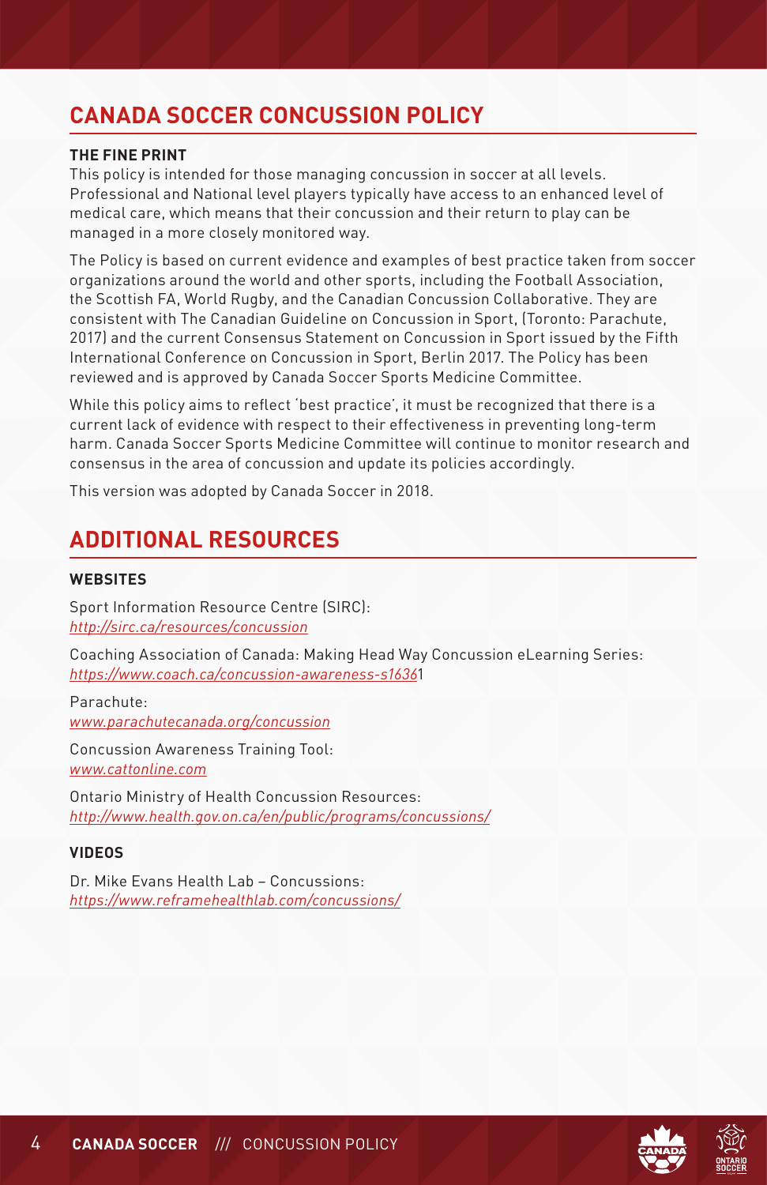## CANADA SOCCER CONCUSSION POLICY

### THE FINE PRINT

This policy is intended for those managing concussion in soccer at all levels. Professional and National level players typically have access to an enhanced level of medical care, which means that their concussion and their return to play can be managed in a more closely monitored way.

The Policy is based on current evidence and examples of best practice taken from soccer organizations around the world and other sports, including the Football Association, the Scottish FA, World Rugby, and the Canadian Concussion Collaborative. They are consistent with The Canadian Guideline on Concussion in Sport, (Toronto: Parachute, 2017) and the current Consensus Statement on Concussion in Sport issued by the Fifth International Conference on Concussion in Sport, Berlin 2017. The Policy has been reviewed and is approved by Canada Soccer Sports Medicine Committee.

While this policy aims to reflect 'best practice', it must be recognized that there is a current lack of evidence with respect to their effectiveness in preventing long-term harm. Canada Soccer Sports Medicine Committee will continue to monitor research and consensus in the area of concussion and update its policies accordingly.

This version was adopted by Canada Soccer in 2018.

## ADDITIONAL RESOURCES

### WEBSITES

Sport Information Resource Centre (SIRC):
*http://sirc.ca/resources/concussion*

Coaching Association of Canada: Making Head Way Concussion eLearning Series:
*https://www.coach.ca/concussion-awareness-s1636*1

Parachute:
*www.parachutecanada.org/concussion*

Concussion Awareness Training Tool:
*www.cattonline.com*

Ontario Ministry of Health Concussion Resources:
*http://www.health.gov.on.ca/en/public/programs/concussions/*

### VIDEOS

Dr. Mike Evans Health Lab – Concussions:
*https://www.reframehealthlab.com/concussions/*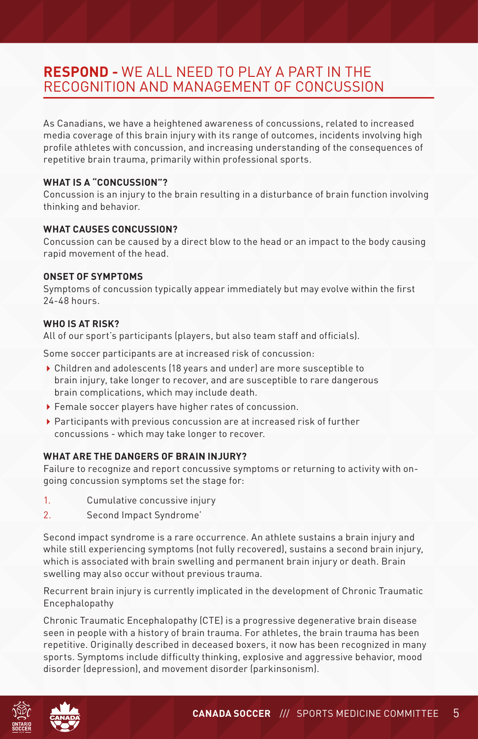## **RESPOND -** WE ALL NEED TO PLAY A PART IN THE RECOGNITION AND MANAGEMENT OF CONCUSSION

As Canadians, we have a heightened awareness of concussions, related to increased media coverage of this brain injury with its range of outcomes, incidents involving high profile athletes with concussion, and increasing understanding of the consequences of repetitive brain trauma, primarily within professional sports.

**WHAT IS A "CONCUSSION"?**

Concussion is an injury to the brain resulting in a disturbance of brain function involving thinking and behavior.

**WHAT CAUSES CONCUSSION?**

Concussion can be caused by a direct blow to the head or an impact to the body causing rapid movement of the head.

**ONSET OF SYMPTOMS**

Symptoms of concussion typically appear immediately but may evolve within the first 24-48 hours.

**WHO IS AT RISK?**

All of our sport's participants (players, but also team staff and officials).

Some soccer participants are at increased risk of concussion:

- Children and adolescents (18 years and under) are more susceptible to brain injury, take longer to recover, and are susceptible to rare dangerous brain complications, which may include death.
- Female soccer players have higher rates of concussion.
- Participants with previous concussion are at increased risk of further concussions - which may take longer to recover.

**WHAT ARE THE DANGERS OF BRAIN INJURY?**

Failure to recognize and report concussive symptoms or returning to activity with on-going concussion symptoms set the stage for:

1. Cumulative concussive injury
2. Second Impact Syndrome'

Second impact syndrome is a rare occurrence. An athlete sustains a brain injury and while still experiencing symptoms (not fully recovered), sustains a second brain injury, which is associated with brain swelling and permanent brain injury or death. Brain swelling may also occur without previous trauma.

Recurrent brain injury is currently implicated in the development of Chronic Traumatic Encephalopathy

Chronic Traumatic Encephalopathy (CTE) is a progressive degenerative brain disease seen in people with a history of brain trauma. For athletes, the brain trauma has been repetitive. Originally described in deceased boxers, it now has been recognized in many sports. Symptoms include difficulty thinking, explosive and aggressive behavior, mood disorder (depression), and movement disorder (parkinsonism).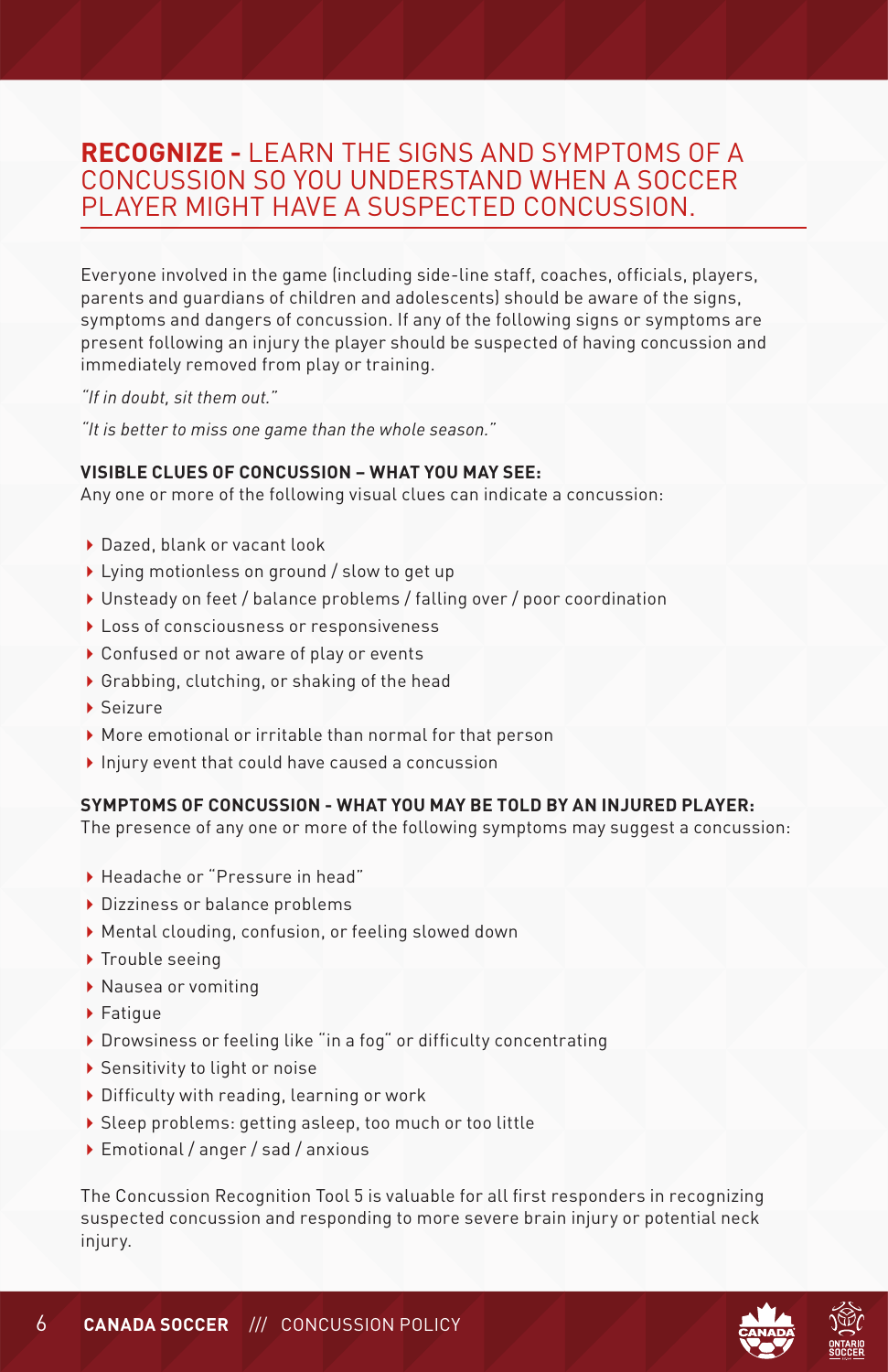## **RECOGNIZE -** LEARN THE SIGNS AND SYMPTOMS OF A CONCUSSION SO YOU UNDERSTAND WHEN A SOCCER PLAYER MIGHT HAVE A SUSPECTED CONCUSSION.

Everyone involved in the game (including side-line staff, coaches, officials, players, parents and guardians of children and adolescents) should be aware of the signs, symptoms and dangers of concussion. If any of the following signs or symptoms are present following an injury the player should be suspected of having concussion and immediately removed from play or training.

*"If in doubt, sit them out."*

*"It is better to miss one game than the whole season."*

**VISIBLE CLUES OF CONCUSSION – WHAT YOU MAY SEE:**

Any one or more of the following visual clues can indicate a concussion:

- Dazed, blank or vacant look
- Lying motionless on ground / slow to get up
- Unsteady on feet / balance problems / falling over / poor coordination
- Loss of consciousness or responsiveness
- Confused or not aware of play or events
- Grabbing, clutching, or shaking of the head
- Seizure
- More emotional or irritable than normal for that person
- Injury event that could have caused a concussion

**SYMPTOMS OF CONCUSSION - WHAT YOU MAY BE TOLD BY AN INJURED PLAYER:**

The presence of any one or more of the following symptoms may suggest a concussion:

- Headache or "Pressure in head"
- Dizziness or balance problems
- Mental clouding, confusion, or feeling slowed down
- Trouble seeing
- Nausea or vomiting
- Fatigue
- Drowsiness or feeling like "in a fog" or difficulty concentrating
- Sensitivity to light or noise
- Difficulty with reading, learning or work
- Sleep problems: getting asleep, too much or too little
- Emotional / anger / sad / anxious

The Concussion Recognition Tool 5 is valuable for all first responders in recognizing suspected concussion and responding to more severe brain injury or potential neck injury.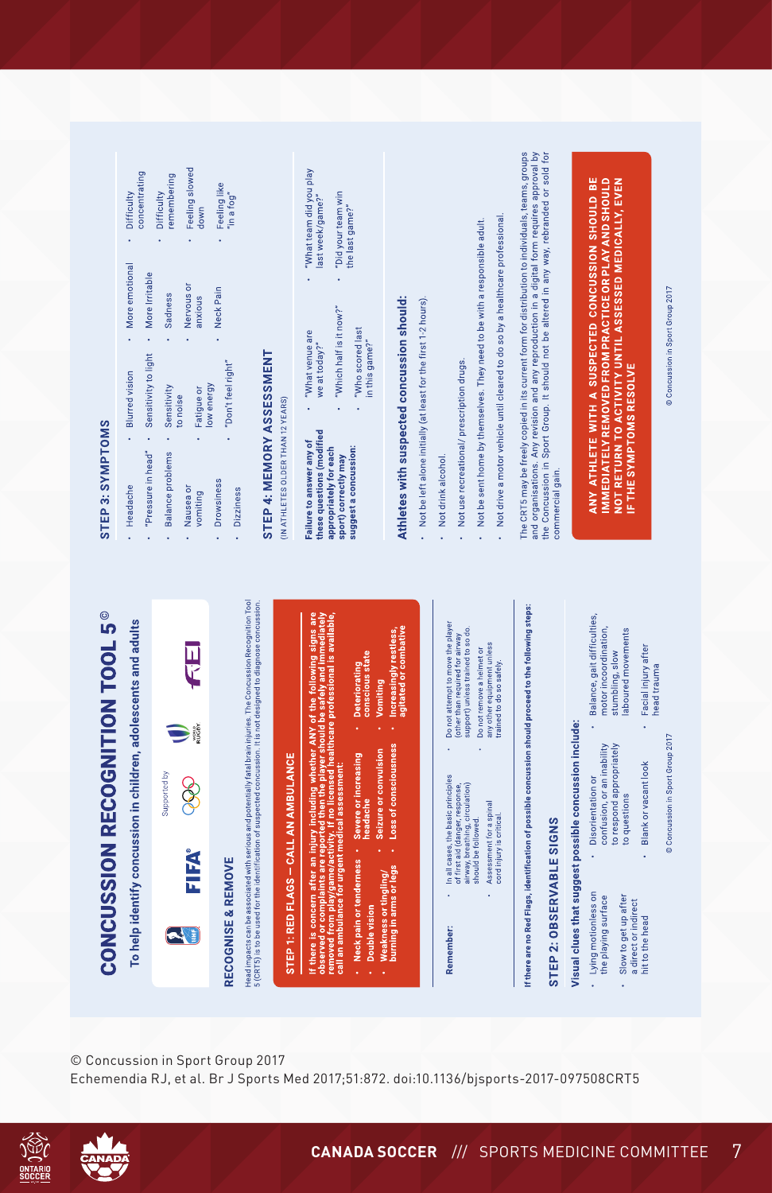# CONCUSSION RECOGNITION TOOL 5©

**To help identify concussion in children, adolescents and adults**

Supported by

## RECOGNISE & REMOVE

Head impacts can be associated with serious and potentially fatal brain injuries. The Concussion Recognition Tool 5 (CRT5) is to be used for the identification of suspected concussion. It is not designed to diagnose concussion.

### STEP 1: RED FLAGS — CALL AN AMBULANCE

**If there is concern after an injury including whether ANY of the following signs are observed or complaints are reported then the player should be safely and immediately removed from play/game/activity. If no licensed healthcare professional is available, call an ambulance for urgent medical assessment:**

- **Neck pain or tenderness**
- **Double vision**
- **Weakness or tingling/ burning in arms or legs**
- **Severe or increasing headache**
- **Seizure or convulsion**
- **Loss of consciousness**
- **Deteriorating conscious state**
- **Vomiting**
- **Increasingly restless, agitated or combative**

**Remember:**

- In all cases, the basic principles of first aid (danger, response, airway, breathing, circulation) should be followed.
- Assessment for a spinal cord injury is critical.
- Do not attempt to move the player (other than required for airway support) unless trained to so do.
- Do not remove a helmet or any other equipment unless trained to do so safely.

**If there are no Red Flags, identification of possible concussion should proceed to the following steps:**

### STEP 2: OBSERVABLE SIGNS

**Visual clues that suggest possible concussion include:**

- Lying motionless on the playing surface
- Slow to get up after a direct or indirect hit to the head
- Disorientation or confusion, or an inability to respond appropriately to questions
- Blank or vacant look
- Balance, gait difficulties, motor incoordination, stumbling, slow laboured movements
- Facial injury after head trauma

© Concussion in Sport Group 2017

### STEP 3: SYMPTOMS

- Headache
- "Pressure in head"
- Balance problems
- Nausea or vomiting
- Drowsiness
- Dizziness
- Blurred vision
- Sensitivity to light
- Sensitivity to noise
- Fatigue or low energy
- "Don't feel right"
- More emotional
- More Irritable
- Sadness
- Nervous or anxious
- Neck Pain
- Difficulty concentrating
- Difficulty remembering
- Feeling slowed down
- Feeling like "in a fog"

### STEP 4: MEMORY ASSESSMENT

(IN ATHLETES OLDER THAN 12 YEARS)

**Failure to answer any of these questions (modified appropriately for each sport) correctly may suggest a concussion:**

- "What venue are we at today?"
- "Which half is it now?"
- "Who scored last in this game?"
- "What team did you play last week/game?"
- "Did your team win the last game?"

### Athletes with suspected concussion should:

- Not be left alone initially (at least for the first 1-2 hours).
- Not drink alcohol.
- Not use recreational/ prescription drugs.
- Not be sent home by themselves. They need to be with a responsible adult.
- Not drive a motor vehicle until cleared to do so by a healthcare professional.

The CRT5 may be freely copied in its current form for distribution to individuals, teams, groups and organisations. Any revision and any reproduction in a digital form requires approval by the Concussion in Sport Group. It should not be altered in any way, rebranded or sold for commercial gain.

**ANY ATHLETE WITH A SUSPECTED CONCUSSION SHOULD BE IMMEDIATELY REMOVED FROM PRACTICE OR PLAY AND SHOULD NOT RETURN TO ACTIVITY UNTIL ASSESSED MEDICALLY, EVEN IF THE SYMPTOMS RESOLVE**

© Concussion in Sport Group 2017

© Concussion in Sport Group 2017
Echemendia RJ, et al. Br J Sports Med 2017;51:872. doi:10.1136/bjsports-2017-097508CRT5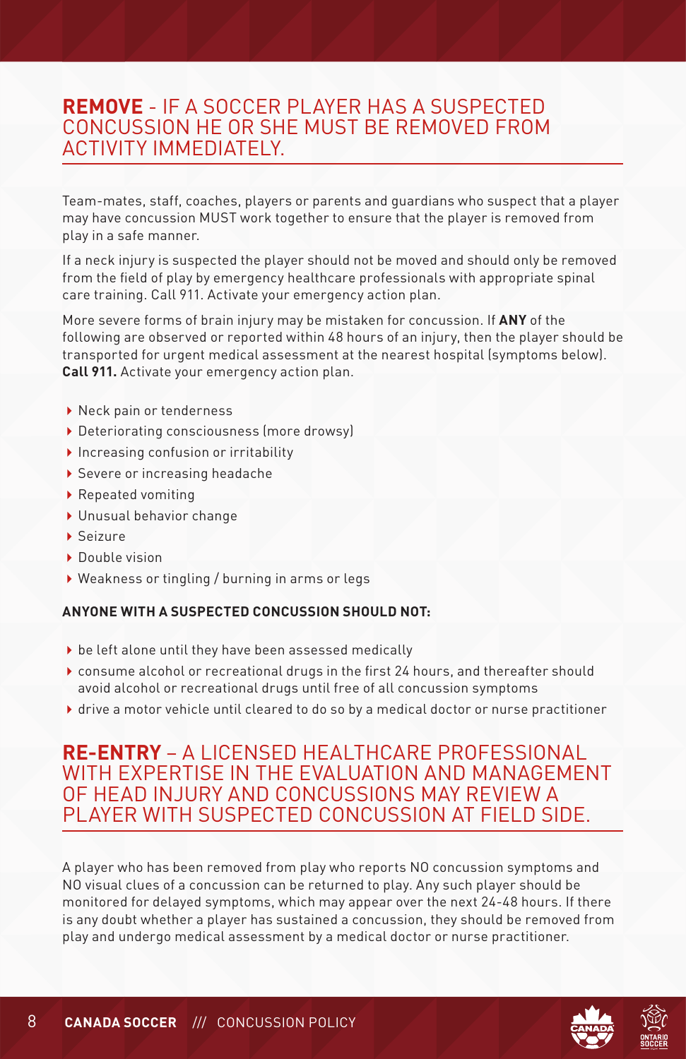## **REMOVE** - IF A SOCCER PLAYER HAS A SUSPECTED CONCUSSION HE OR SHE MUST BE REMOVED FROM ACTIVITY IMMEDIATELY.

Team-mates, staff, coaches, players or parents and guardians who suspect that a player may have concussion MUST work together to ensure that the player is removed from play in a safe manner.

If a neck injury is suspected the player should not be moved and should only be removed from the field of play by emergency healthcare professionals with appropriate spinal care training. Call 911. Activate your emergency action plan.

More severe forms of brain injury may be mistaken for concussion. If **ANY** of the following are observed or reported within 48 hours of an injury, then the player should be transported for urgent medical assessment at the nearest hospital (symptoms below). **Call 911.** Activate your emergency action plan.

- Neck pain or tenderness
- Deteriorating consciousness (more drowsy)
- Increasing confusion or irritability
- Severe or increasing headache
- Repeated vomiting
- Unusual behavior change
- Seizure
- Double vision
- Weakness or tingling / burning in arms or legs

**ANYONE WITH A SUSPECTED CONCUSSION SHOULD NOT:**

- be left alone until they have been assessed medically
- consume alcohol or recreational drugs in the first 24 hours, and thereafter should avoid alcohol or recreational drugs until free of all concussion symptoms
- drive a motor vehicle until cleared to do so by a medical doctor or nurse practitioner

## **RE-ENTRY** – A LICENSED HEALTHCARE PROFESSIONAL WITH EXPERTISE IN THE EVALUATION AND MANAGEMENT OF HEAD INJURY AND CONCUSSIONS MAY REVIEW A PLAYER WITH SUSPECTED CONCUSSION AT FIELD SIDE.

A player who has been removed from play who reports NO concussion symptoms and NO visual clues of a concussion can be returned to play. Any such player should be monitored for delayed symptoms, which may appear over the next 24-48 hours. If there is any doubt whether a player has sustained a concussion, they should be removed from play and undergo medical assessment by a medical doctor or nurse practitioner.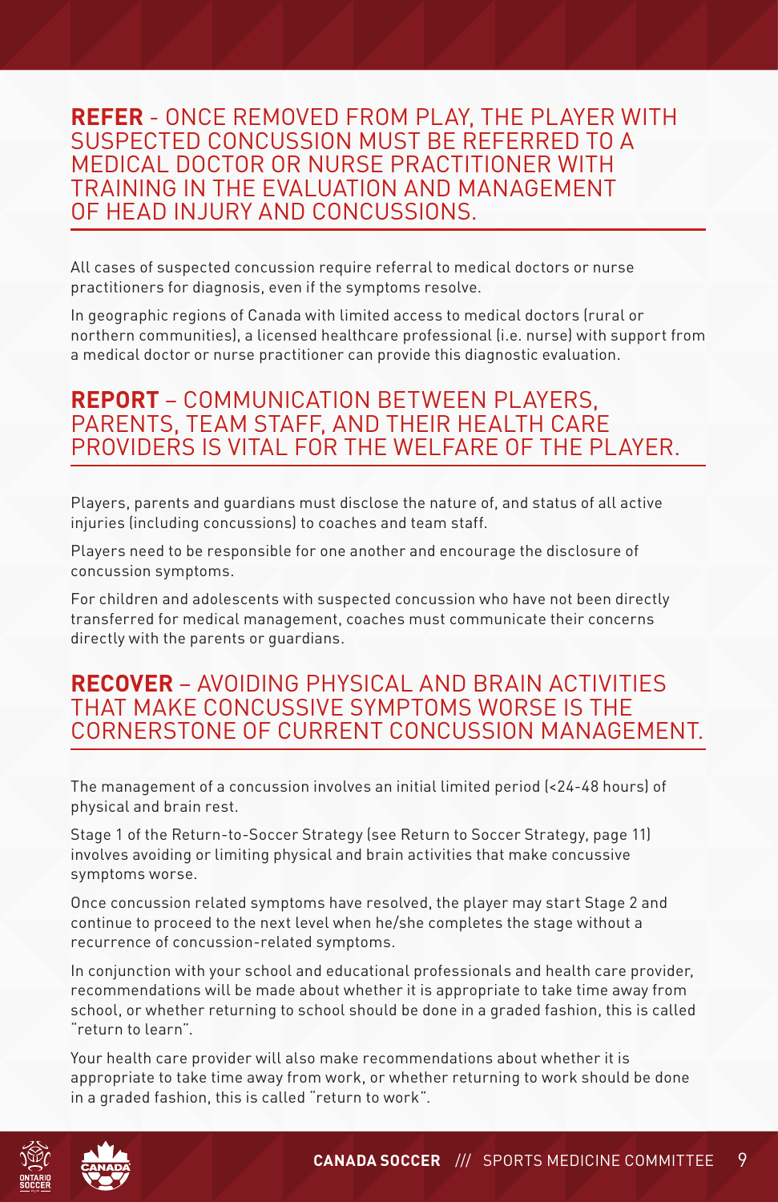## **REFER** - ONCE REMOVED FROM PLAY, THE PLAYER WITH SUSPECTED CONCUSSION MUST BE REFERRED TO A MEDICAL DOCTOR OR NURSE PRACTITIONER WITH TRAINING IN THE EVALUATION AND MANAGEMENT OF HEAD INJURY AND CONCUSSIONS.

All cases of suspected concussion require referral to medical doctors or nurse practitioners for diagnosis, even if the symptoms resolve.

In geographic regions of Canada with limited access to medical doctors (rural or northern communities), a licensed healthcare professional (i.e. nurse) with support from a medical doctor or nurse practitioner can provide this diagnostic evaluation.

## **REPORT** – COMMUNICATION BETWEEN PLAYERS, PARENTS, TEAM STAFF, AND THEIR HEALTH CARE PROVIDERS IS VITAL FOR THE WELFARE OF THE PLAYER.

Players, parents and guardians must disclose the nature of, and status of all active injuries (including concussions) to coaches and team staff.

Players need to be responsible for one another and encourage the disclosure of concussion symptoms.

For children and adolescents with suspected concussion who have not been directly transferred for medical management, coaches must communicate their concerns directly with the parents or guardians.

## **RECOVER** – AVOIDING PHYSICAL AND BRAIN ACTIVITIES THAT MAKE CONCUSSIVE SYMPTOMS WORSE IS THE CORNERSTONE OF CURRENT CONCUSSION MANAGEMENT.

The management of a concussion involves an initial limited period (<24-48 hours) of physical and brain rest.

Stage 1 of the Return-to-Soccer Strategy (see Return to Soccer Strategy, page 11) involves avoiding or limiting physical and brain activities that make concussive symptoms worse.

Once concussion related symptoms have resolved, the player may start Stage 2 and continue to proceed to the next level when he/she completes the stage without a recurrence of concussion-related symptoms.

In conjunction with your school and educational professionals and health care provider, recommendations will be made about whether it is appropriate to take time away from school, or whether returning to school should be done in a graded fashion, this is called "return to learn".

Your health care provider will also make recommendations about whether it is appropriate to take time away from work, or whether returning to work should be done in a graded fashion, this is called "return to work".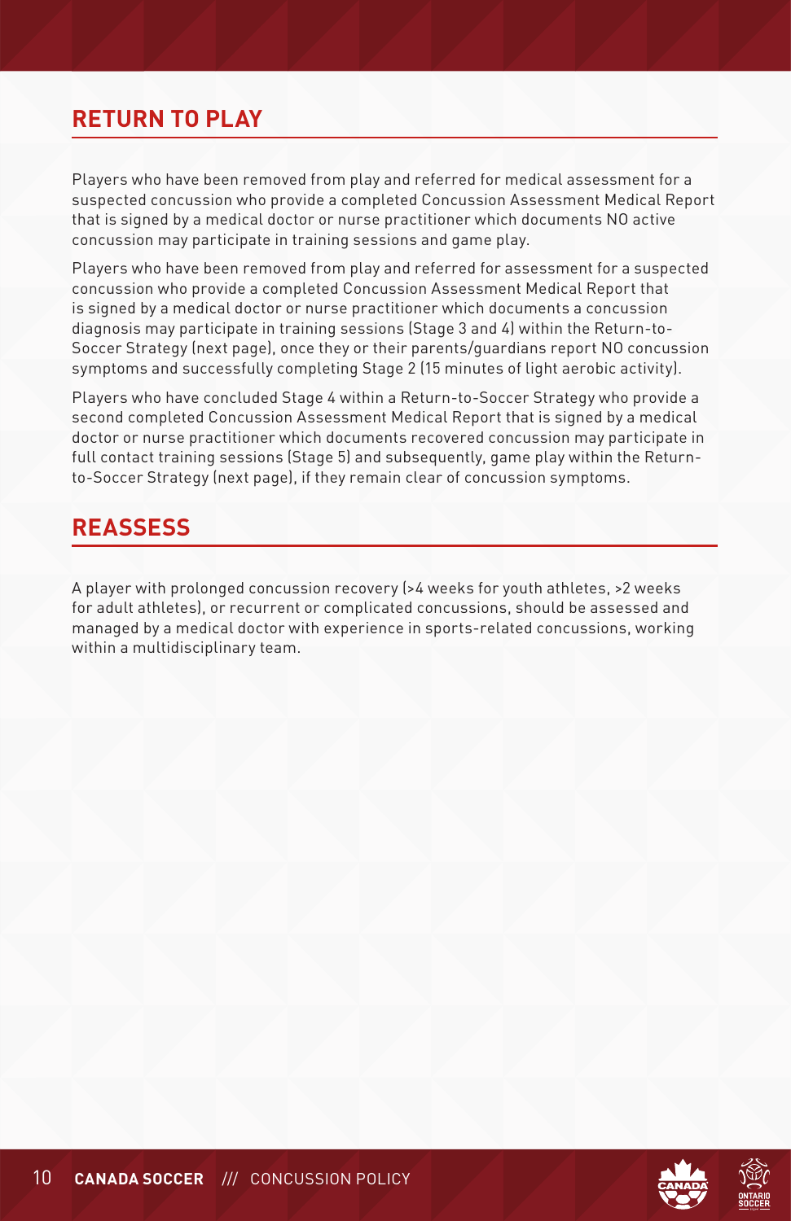## RETURN TO PLAY

Players who have been removed from play and referred for medical assessment for a suspected concussion who provide a completed Concussion Assessment Medical Report that is signed by a medical doctor or nurse practitioner which documents NO active concussion may participate in training sessions and game play.

Players who have been removed from play and referred for assessment for a suspected concussion who provide a completed Concussion Assessment Medical Report that is signed by a medical doctor or nurse practitioner which documents a concussion diagnosis may participate in training sessions (Stage 3 and 4) within the Return-to-Soccer Strategy (next page), once they or their parents/guardians report NO concussion symptoms and successfully completing Stage 2 (15 minutes of light aerobic activity).

Players who have concluded Stage 4 within a Return-to-Soccer Strategy who provide a second completed Concussion Assessment Medical Report that is signed by a medical doctor or nurse practitioner which documents recovered concussion may participate in full contact training sessions (Stage 5) and subsequently, game play within the Return-to-Soccer Strategy (next page), if they remain clear of concussion symptoms.

## REASSESS

A player with prolonged concussion recovery (>4 weeks for youth athletes, >2 weeks for adult athletes), or recurrent or complicated concussions, should be assessed and managed by a medical doctor with experience in sports-related concussions, working within a multidisciplinary team.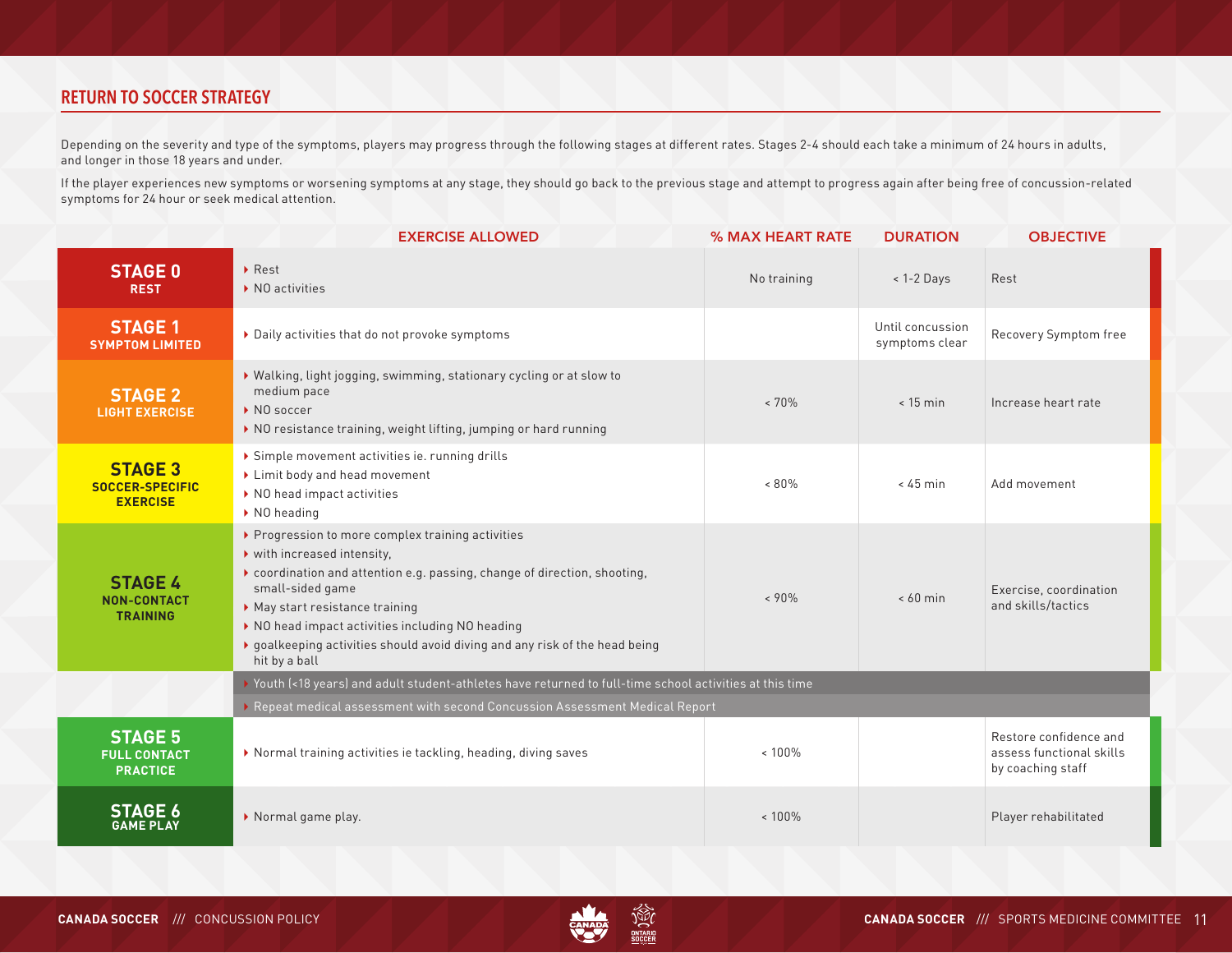## RETURN TO SOCCER STRATEGY

Depending on the severity and type of the symptoms, players may progress through the following stages at different rates. Stages 2-4 should each take a minimum of 24 hours in adults, and longer in those 18 years and under.

If the player experiences new symptoms or worsening symptoms at any stage, they should go back to the previous stage and attempt to progress again after being free of concussion-related symptoms for 24 hour or seek medical attention.

| | EXERCISE ALLOWED | % MAX HEART RATE | DURATION | OBJECTIVE |
|---|---|---|---|---|
| **STAGE 0** REST | ▸ Rest<br>▸ NO activities | No training | < 1-2 Days | Rest |
| **STAGE 1** SYMPTOM LIMITED | ▸ Daily activities that do not provoke symptoms | | Until concussion symptoms clear | Recovery Symptom free |
| **STAGE 2** LIGHT EXERCISE | ▸ Walking, light jogging, swimming, stationary cycling or at slow to medium pace<br>▸ NO soccer<br>▸ NO resistance training, weight lifting, jumping or hard running | < 70% | < 15 min | Increase heart rate |
| **STAGE 3** SOCCER-SPECIFIC EXERCISE | ▸ Simple movement activities ie. running drills<br>▸ Limit body and head movement<br>▸ NO head impact activities<br>▸ NO heading | < 80% | < 45 min | Add movement |
| **STAGE 4** NON-CONTACT TRAINING | ▸ Progression to more complex training activities<br>▸ with increased intensity,<br>▸ coordination and attention e.g. passing, change of direction, shooting, small-sided game<br>▸ May start resistance training<br>▸ NO head impact activities including NO heading<br>▸ goalkeeping activities should avoid diving and any risk of the head being hit by a ball | < 90% | < 60 min | Exercise, coordination and skills/tactics |
| | ▸ Youth (<18 years) and adult student-athletes have returned to full-time school activities at this time | | | |
| | ▸ Repeat medical assessment with second Concussion Assessment Medical Report | | | |
| **STAGE 5** FULL CONTACT PRACTICE | ▸ Normal training activities ie tackling, heading, diving saves | < 100% | | Restore confidence and assess functional skills by coaching staff |
| **STAGE 6** GAME PLAY | ▸ Normal game play. | < 100% | | Player rehabilitated |